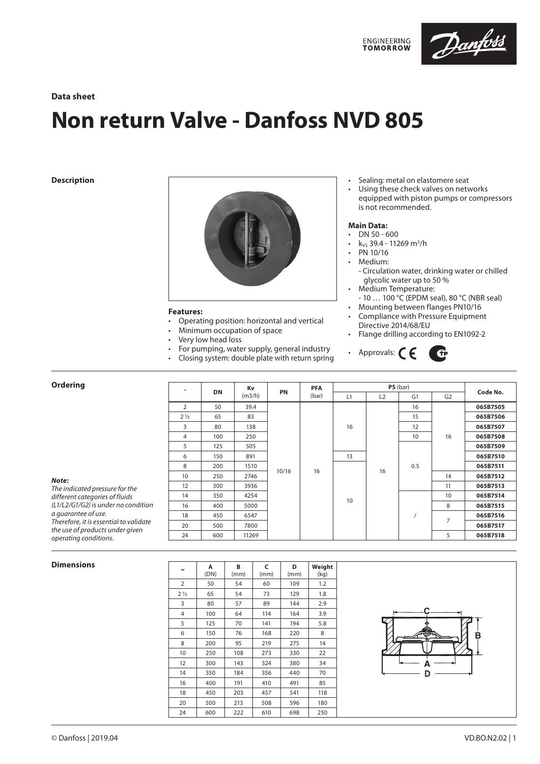**Data sheet**

# Non return Valve - Danfoss NVD 805

## Description

**Features:**
- Operating position: horizontal and vertical
- Minimum occupation of space
- Very low head loss
- For pumping, water supply, general industry
- Closing system: double plate with return spring

- Sealing: metal on elastomere seat
- Using these check valves on networks equipped with piston pumps or compressors is not recommended.

**Main Data:**
- DN 50 - 600
- $k_{VS}$ 39.4 - 11269 $m^3/h$
- PN 10/16
- Medium:
  - Circulation water, drinking water or chilled glycolic water up to 50 %
- Medium Temperature:
  - 10 … 100 °C (EPDM seal), 80 °C (NBR seal)
- Mounting between flanges PN10/16
- Compliance with Pressure Equipment Directive 2014/68/EU
- Flange drilling according to EN1092-2
- Approvals: CE, TP

## Ordering

*Note:*
*The indicated pressure for the different categories of fluids (L1/L2/G1/G2) is under no condition a guarantee of use.*
*Therefore, it is essential to validate the use of products under given operating conditions.*

| " | DN | Kv (m3/h) | PN | PFA (bar) | PS (bar) | | | | Code No. |
|---|---|---|---|---|---|---|---|---|---|
| | | | | | L1 | L2 | G1 | G2 | |
| 2 | 50 | 39.4 | 10/16 | 16 | 16 | 16 | 16 | 16 | **065B7505** |
| 2 ½ | 65 | 83 | 10/16 | 16 | 16 | 16 | 15 | 16 | **065B7506** |
| 3 | 80 | 138 | 10/16 | 16 | 16 | 16 | 12 | 16 | **065B7507** |
| 4 | 100 | 250 | 10/16 | 16 | 16 | 16 | 10 | 16 | **065B7508** |
| 5 | 125 | 505 | 10/16 | 16 | 16 | 16 | 0.5 | 16 | **065B7509** |
| 6 | 150 | 891 | 10/16 | 16 | 13 | 16 | 0.5 | 16 | **065B7510** |
| 8 | 200 | 1510 | 10/16 | 16 | 10 | 16 | 0.5 | 16 | **065B7511** |
| 10 | 250 | 2746 | 10/16 | 16 | 10 | 16 | 0.5 | 14 | **065B7512** |
| 12 | 300 | 3936 | 10/16 | 16 | 10 | 16 | 0.5 | 11 | **065B7513** |
| 14 | 350 | 4254 | 10/16 | 16 | 10 | 16 | / | 10 | **065B7514** |
| 16 | 400 | 5000 | 10/16 | 16 | 10 | 16 | / | 8 | **065B7515** |
| 18 | 450 | 6547 | 10/16 | 16 | 10 | 16 | / | 7 | **065B7516** |
| 20 | 500 | 7800 | 10/16 | 16 | 10 | 16 | / | 7 | **065B7517** |
| 24 | 600 | 11269 | 10/16 | 16 | 10 | 16 | / | 5 | **065B7518** |

## Dimensions

| " | A (DN) | B (mm) | C (mm) | D (mm) | Weight (kg) |
|---|---|---|---|---|---|
| 2 | 50 | 54 | 60 | 109 | 1.2 |
| 2 ½ | 65 | 54 | 73 | 129 | 1.8 |
| 3 | 80 | 57 | 89 | 144 | 2.9 |
| 4 | 100 | 64 | 114 | 164 | 3.9 |
| 5 | 125 | 70 | 141 | 194 | 5.8 |
| 6 | 150 | 76 | 168 | 220 | 8 |
| 8 | 200 | 95 | 219 | 275 | 14 |
| 10 | 250 | 108 | 273 | 330 | 22 |
| 12 | 300 | 143 | 324 | 380 | 34 |
| 14 | 350 | 184 | 356 | 440 | 70 |
| 16 | 400 | 191 | 410 | 491 | 85 |
| 18 | 450 | 203 | 457 | 541 | 118 |
| 20 | 500 | 213 | 508 | 596 | 180 |
| 24 | 600 | 222 | 610 | 698 | 250 |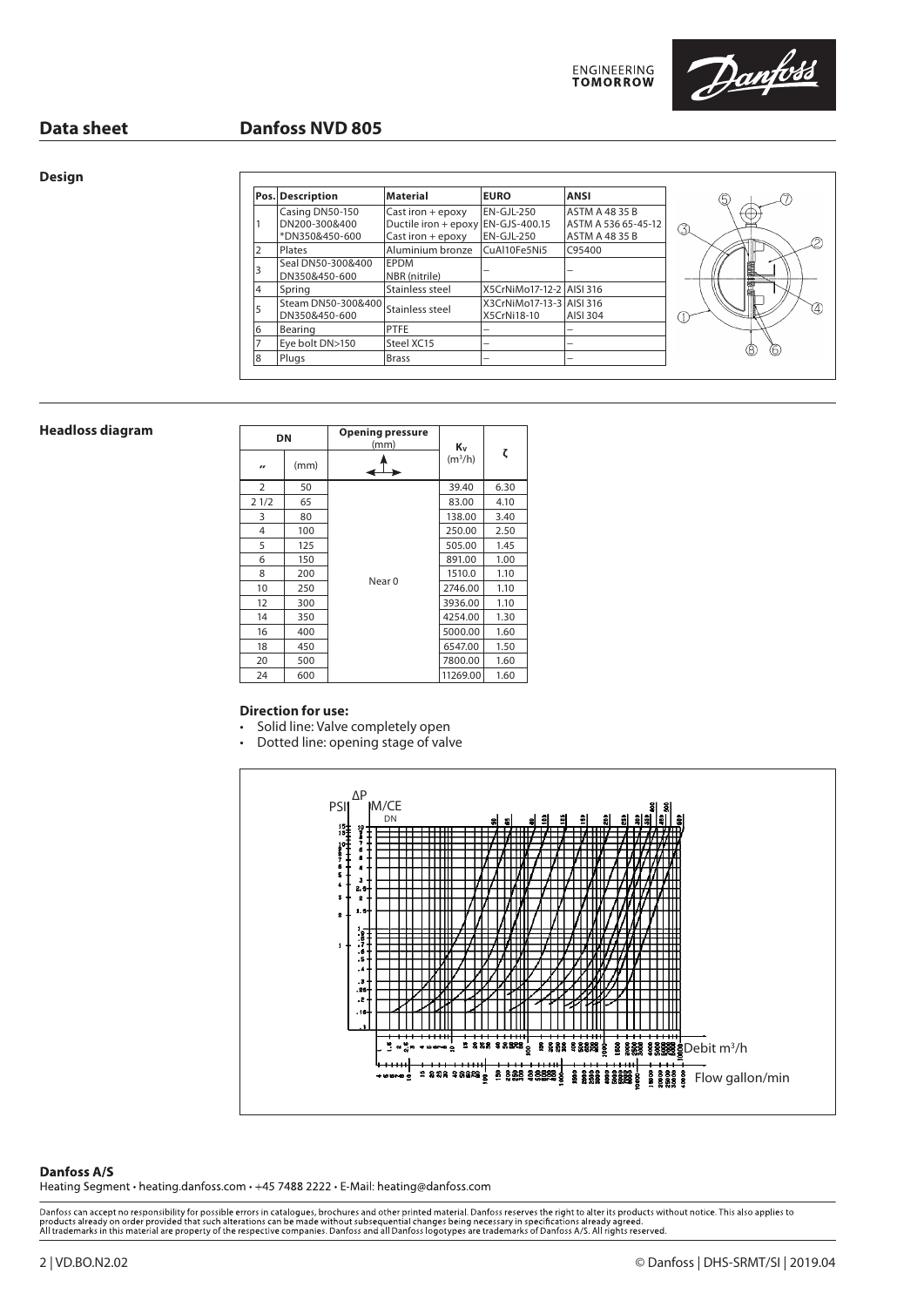## Data sheet — Danfoss NVD 805

### Design

| Pos. | Description | Material | EURO | ANSI |
|---|---|---|---|---|
| 1 | Casing DN50-150<br>DN200-300&400<br>*DN350&450-600 | Cast iron + epoxy<br>Ductile iron + epoxy<br>Cast iron + epoxy | EN-GJL-250<br>EN-GJS-400.15<br>EN-GJL-250 | ASTM A 48 35 B<br>ASTM A 536 65-45-12<br>ASTM A 48 35 B |
| 2 | Plates | Aluminium bronze | CuAl10Fe5Ni5 | C95400 |
| 3 | Seal DN50-300&400<br>DN350&450-600 | EPDM<br>NBR (nitrile) | – | – |
| 4 | Spring | Stainless steel | X5CrNiMo17-12-2 | AISI 316 |
| 5 | Steam DN50-300&400<br>DN350&450-600 | Stainless steel | X3CrNiMo17-13-3<br>X5CrNi18-10 | AISI 316<br>AISI 304 |
| 6 | Bearing | PTFE | – | – |
| 7 | Eye bolt DN>150 | Steel XC15 | – | – |
| 8 | Plugs | Brass | – | – |

### Headloss diagram

| DN | | Opening pressure (mm) | $K_v$ ($m^3/h$) | ζ |
|---|---|---|---|---|
| " | (mm) | | | |
| 2 | 50 | Near 0 | 39.40 | 6.30 |
| 2 1/2 | 65 | | 83.00 | 4.10 |
| 3 | 80 | | 138.00 | 3.40 |
| 4 | 100 | | 250.00 | 2.50 |
| 5 | 125 | | 505.00 | 1.45 |
| 6 | 150 | | 891.00 | 1.00 |
| 8 | 200 | | 1510.0 | 1.10 |
| 10 | 250 | | 2746.00 | 1.10 |
| 12 | 300 | | 3936.00 | 1.10 |
| 14 | 350 | | 4254.00 | 1.30 |
| 16 | 400 | | 5000.00 | 1.60 |
| 18 | 450 | | 6547.00 | 1.50 |
| 20 | 500 | | 7800.00 | 1.60 |
| 24 | 600 | | 11269.00 | 1.60 |

**Direction for use:**

- Solid line: Valve completely open
- Dotted line: opening stage of valve

ΔP

PSI

M/CE

DN

Debit $m^3/h$

Flow gallon/min

**Danfoss A/S**

Heating Segment • heating.danfoss.com • +45 7488 2222 • E-Mail: heating@danfoss.com

Danfoss can accept no responsibility for possible errors in catalogues, brochures and other printed material. Danfoss reserves the right to alter its products without notice. This also applies to products already on order provided that such alterations can be made without subsequential changes being necessary in specifications already agreed. All trademarks in this material are property of the respective companies. Danfoss and all Danfoss logotypes are trademarks of Danfoss A/S. All rights reserved.